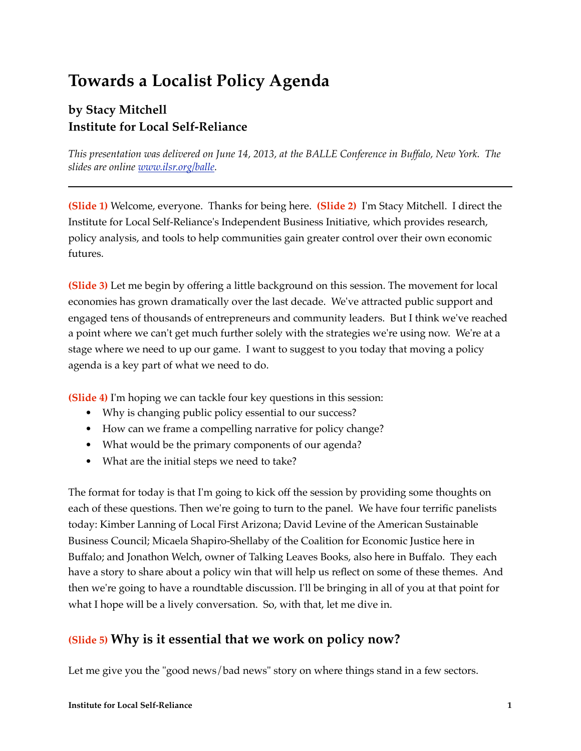# Towards a Localist Policy Agenda

### by Stacy Mitchell
### Institute for Local Self-Reliance

*This presentation was delivered on June 14, 2013, at the BALLE Conference in Buffalo, New York. The slides are online [www.ilsr.org/balle](www.ilsr.org/balle).*

---

**(Slide 1)** Welcome, everyone. Thanks for being here. **(Slide 2)** I'm Stacy Mitchell. I direct the Institute for Local Self-Reliance's Independent Business Initiative, which provides research, policy analysis, and tools to help communities gain greater control over their own economic futures.

**(Slide 3)** Let me begin by offering a little background on this session. The movement for local economies has grown dramatically over the last decade. We've attracted public support and engaged tens of thousands of entrepreneurs and community leaders. But I think we've reached a point where we can't get much further solely with the strategies we're using now. We're at a stage where we need to up our game. I want to suggest to you today that moving a policy agenda is a key part of what we need to do.

**(Slide 4)** I'm hoping we can tackle four key questions in this session:

- Why is changing public policy essential to our success?
- How can we frame a compelling narrative for policy change?
- What would be the primary components of our agenda?
- What are the initial steps we need to take?

The format for today is that I'm going to kick off the session by providing some thoughts on each of these questions. Then we're going to turn to the panel. We have four terrific panelists today: Kimber Lanning of Local First Arizona; David Levine of the American Sustainable Business Council; Micaela Shapiro-Shellaby of the Coalition for Economic Justice here in Buffalo; and Jonathon Welch, owner of Talking Leaves Books, also here in Buffalo. They each have a story to share about a policy win that will help us reflect on some of these themes. And then we're going to have a roundtable discussion. I'll be bringing in all of you at that point for what I hope will be a lively conversation. So, with that, let me dive in.

## (Slide 5) Why is it essential that we work on policy now?

Let me give you the "good news/bad news" story on where things stand in a few sectors.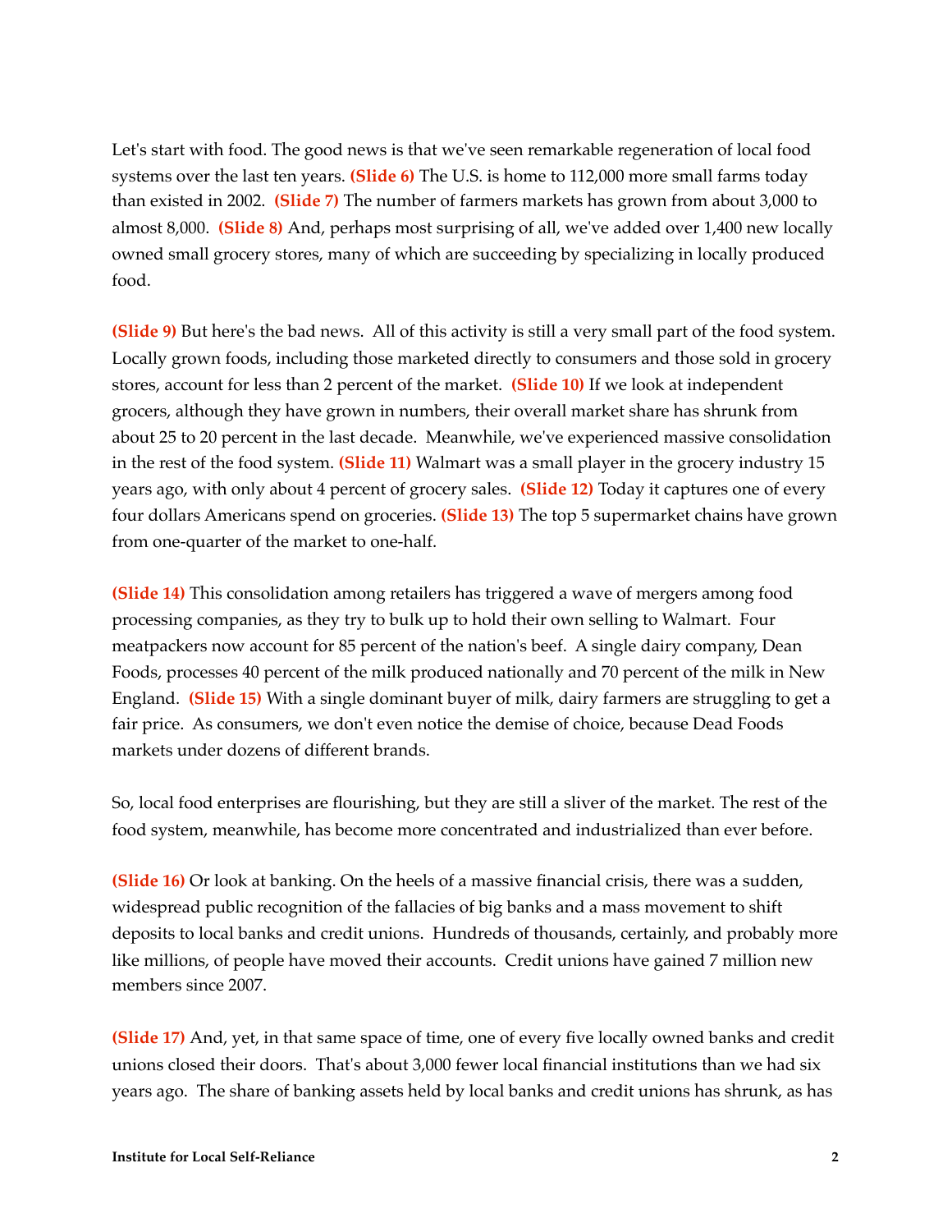Let's start with food. The good news is that we've seen remarkable regeneration of local food systems over the last ten years. **(Slide 6)** The U.S. is home to 112,000 more small farms today than existed in 2002. **(Slide 7)** The number of farmers markets has grown from about 3,000 to almost 8,000. **(Slide 8)** And, perhaps most surprising of all, we've added over 1,400 new locally owned small grocery stores, many of which are succeeding by specializing in locally produced food.

**(Slide 9)** But here's the bad news. All of this activity is still a very small part of the food system. Locally grown foods, including those marketed directly to consumers and those sold in grocery stores, account for less than 2 percent of the market. **(Slide 10)** If we look at independent grocers, although they have grown in numbers, their overall market share has shrunk from about 25 to 20 percent in the last decade. Meanwhile, we've experienced massive consolidation in the rest of the food system. **(Slide 11)** Walmart was a small player in the grocery industry 15 years ago, with only about 4 percent of grocery sales. **(Slide 12)** Today it captures one of every four dollars Americans spend on groceries. **(Slide 13)** The top 5 supermarket chains have grown from one-quarter of the market to one-half.

**(Slide 14)** This consolidation among retailers has triggered a wave of mergers among food processing companies, as they try to bulk up to hold their own selling to Walmart. Four meatpackers now account for 85 percent of the nation's beef. A single dairy company, Dean Foods, processes 40 percent of the milk produced nationally and 70 percent of the milk in New England. **(Slide 15)** With a single dominant buyer of milk, dairy farmers are struggling to get a fair price. As consumers, we don't even notice the demise of choice, because Dead Foods markets under dozens of different brands.

So, local food enterprises are flourishing, but they are still a sliver of the market. The rest of the food system, meanwhile, has become more concentrated and industrialized than ever before.

**(Slide 16)** Or look at banking. On the heels of a massive financial crisis, there was a sudden, widespread public recognition of the fallacies of big banks and a mass movement to shift deposits to local banks and credit unions. Hundreds of thousands, certainly, and probably more like millions, of people have moved their accounts. Credit unions have gained 7 million new members since 2007.

**(Slide 17)** And, yet, in that same space of time, one of every five locally owned banks and credit unions closed their doors. That's about 3,000 fewer local financial institutions than we had six years ago. The share of banking assets held by local banks and credit unions has shrunk, as has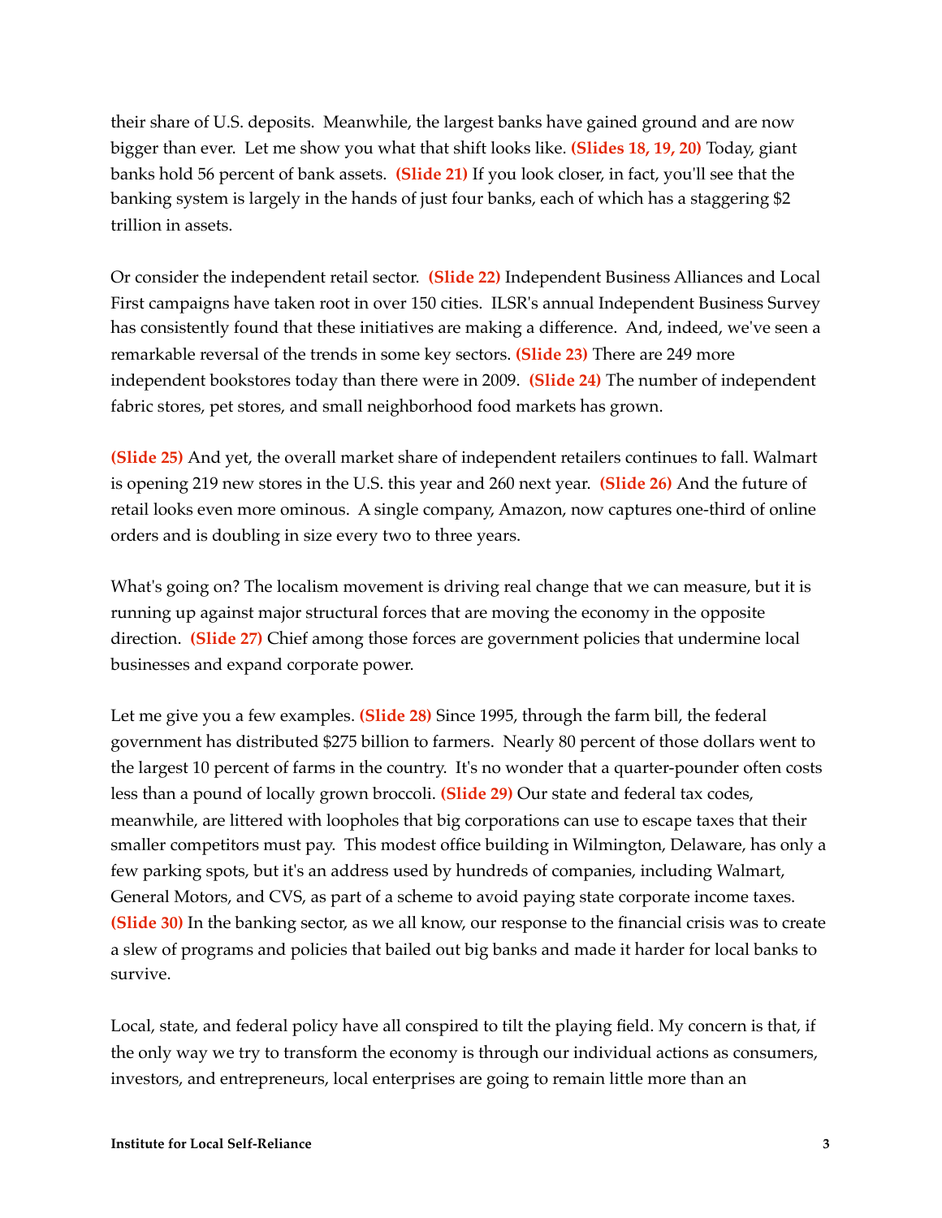their share of U.S. deposits. Meanwhile, the largest banks have gained ground and are now bigger than ever. Let me show you what that shift looks like. **(Slides 18, 19, 20)** Today, giant banks hold 56 percent of bank assets. **(Slide 21)** If you look closer, in fact, you'll see that the banking system is largely in the hands of just four banks, each of which has a staggering $2 trillion in assets.

Or consider the independent retail sector. **(Slide 22)** Independent Business Alliances and Local First campaigns have taken root in over 150 cities. ILSR's annual Independent Business Survey has consistently found that these initiatives are making a difference. And, indeed, we've seen a remarkable reversal of the trends in some key sectors. **(Slide 23)** There are 249 more independent bookstores today than there were in 2009. **(Slide 24)** The number of independent fabric stores, pet stores, and small neighborhood food markets has grown.

**(Slide 25)** And yet, the overall market share of independent retailers continues to fall. Walmart is opening 219 new stores in the U.S. this year and 260 next year. **(Slide 26)** And the future of retail looks even more ominous. A single company, Amazon, now captures one-third of online orders and is doubling in size every two to three years.

What's going on? The localism movement is driving real change that we can measure, but it is running up against major structural forces that are moving the economy in the opposite direction. **(Slide 27)** Chief among those forces are government policies that undermine local businesses and expand corporate power.

Let me give you a few examples. **(Slide 28)** Since 1995, through the farm bill, the federal government has distributed $275 billion to farmers. Nearly 80 percent of those dollars went to the largest 10 percent of farms in the country. It's no wonder that a quarter-pounder often costs less than a pound of locally grown broccoli. **(Slide 29)** Our state and federal tax codes, meanwhile, are littered with loopholes that big corporations can use to escape taxes that their smaller competitors must pay. This modest office building in Wilmington, Delaware, has only a few parking spots, but it's an address used by hundreds of companies, including Walmart, General Motors, and CVS, as part of a scheme to avoid paying state corporate income taxes. **(Slide 30)** In the banking sector, as we all know, our response to the financial crisis was to create a slew of programs and policies that bailed out big banks and made it harder for local banks to survive.

Local, state, and federal policy have all conspired to tilt the playing field. My concern is that, if the only way we try to transform the economy is through our individual actions as consumers, investors, and entrepreneurs, local enterprises are going to remain little more than an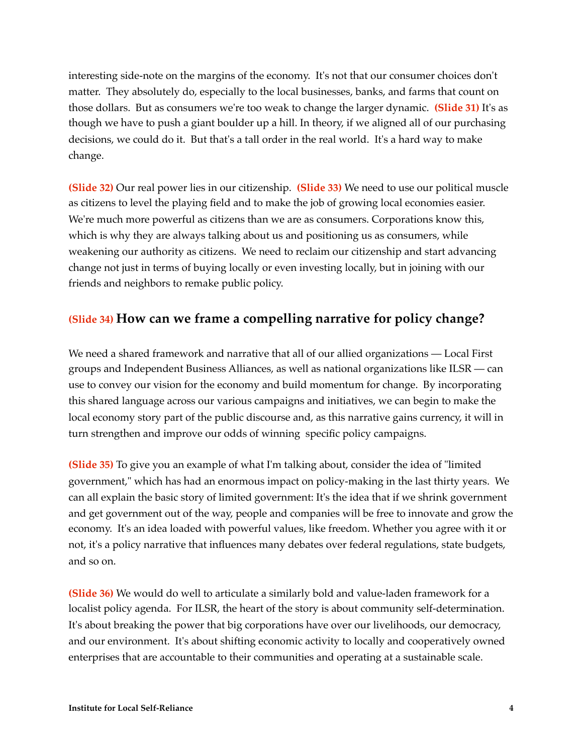interesting side-note on the margins of the economy. It's not that our consumer choices don't matter. They absolutely do, especially to the local businesses, banks, and farms that count on those dollars. But as consumers we're too weak to change the larger dynamic. **(Slide 31)** It's as though we have to push a giant boulder up a hill. In theory, if we aligned all of our purchasing decisions, we could do it. But that's a tall order in the real world. It's a hard way to make change.

**(Slide 32)** Our real power lies in our citizenship. **(Slide 33)** We need to use our political muscle as citizens to level the playing field and to make the job of growing local economies easier. We're much more powerful as citizens than we are as consumers. Corporations know this, which is why they are always talking about us and positioning us as consumers, while weakening our authority as citizens. We need to reclaim our citizenship and start advancing change not just in terms of buying locally or even investing locally, but in joining with our friends and neighbors to remake public policy.

## (Slide 34) How can we frame a compelling narrative for policy change?

We need a shared framework and narrative that all of our allied organizations — Local First groups and Independent Business Alliances, as well as national organizations like ILSR — can use to convey our vision for the economy and build momentum for change. By incorporating this shared language across our various campaigns and initiatives, we can begin to make the local economy story part of the public discourse and, as this narrative gains currency, it will in turn strengthen and improve our odds of winning specific policy campaigns.

**(Slide 35)** To give you an example of what I'm talking about, consider the idea of "limited government," which has had an enormous impact on policy-making in the last thirty years. We can all explain the basic story of limited government: It's the idea that if we shrink government and get government out of the way, people and companies will be free to innovate and grow the economy. It's an idea loaded with powerful values, like freedom. Whether you agree with it or not, it's a policy narrative that influences many debates over federal regulations, state budgets, and so on.

**(Slide 36)** We would do well to articulate a similarly bold and value-laden framework for a localist policy agenda. For ILSR, the heart of the story is about community self-determination. It's about breaking the power that big corporations have over our livelihoods, our democracy, and our environment. It's about shifting economic activity to locally and cooperatively owned enterprises that are accountable to their communities and operating at a sustainable scale.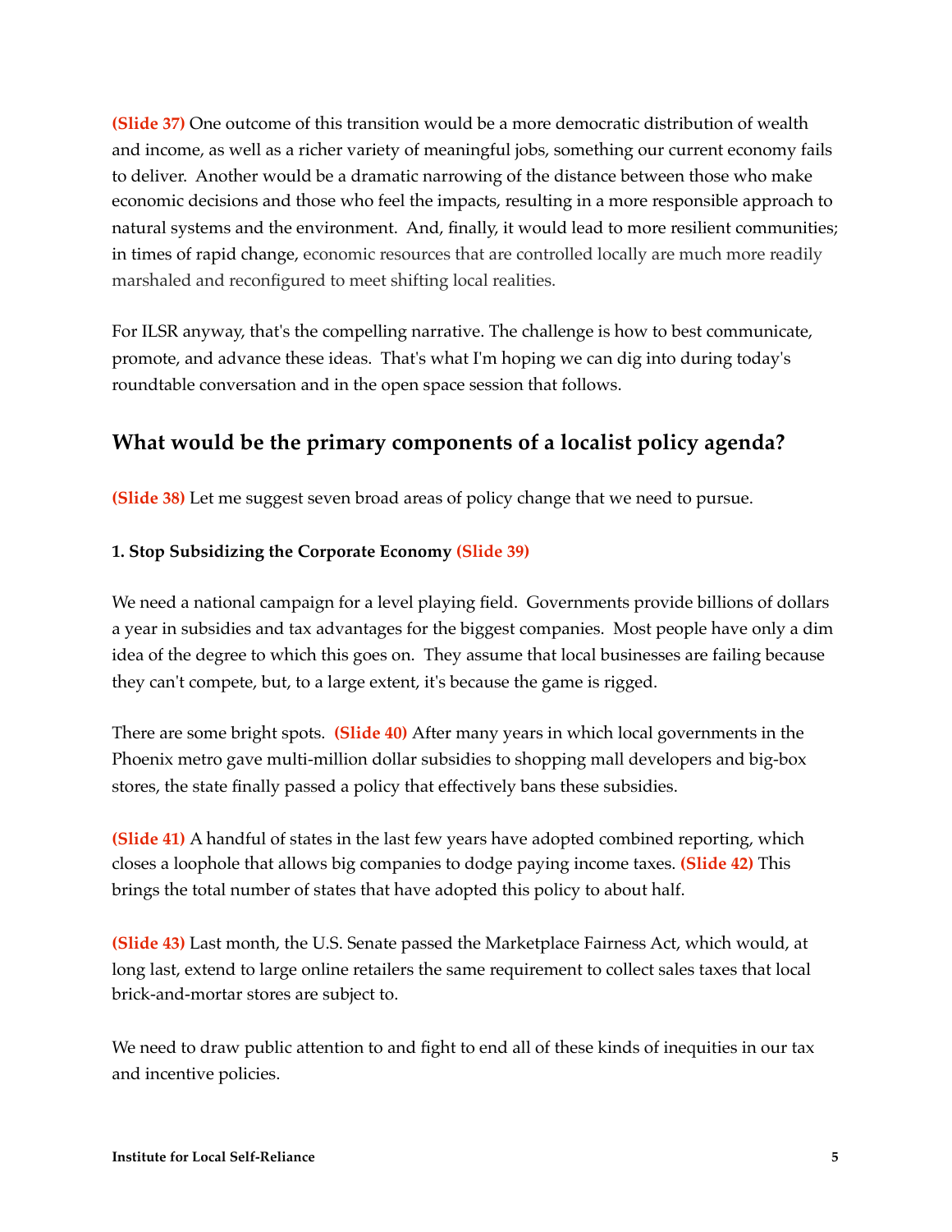**(Slide 37)** One outcome of this transition would be a more democratic distribution of wealth and income, as well as a richer variety of meaningful jobs, something our current economy fails to deliver. Another would be a dramatic narrowing of the distance between those who make economic decisions and those who feel the impacts, resulting in a more responsible approach to natural systems and the environment. And, finally, it would lead to more resilient communities; in times of rapid change, economic resources that are controlled locally are much more readily marshaled and reconfigured to meet shifting local realities.

For ILSR anyway, that's the compelling narrative. The challenge is how to best communicate, promote, and advance these ideas. That's what I'm hoping we can dig into during today's roundtable conversation and in the open space session that follows.

## What would be the primary components of a localist policy agenda?

**(Slide 38)** Let me suggest seven broad areas of policy change that we need to pursue.

**1. Stop Subsidizing the Corporate Economy (Slide 39)**

We need a national campaign for a level playing field. Governments provide billions of dollars a year in subsidies and tax advantages for the biggest companies. Most people have only a dim idea of the degree to which this goes on. They assume that local businesses are failing because they can't compete, but, to a large extent, it's because the game is rigged.

There are some bright spots. **(Slide 40)** After many years in which local governments in the Phoenix metro gave multi-million dollar subsidies to shopping mall developers and big-box stores, the state finally passed a policy that effectively bans these subsidies.

**(Slide 41)** A handful of states in the last few years have adopted combined reporting, which closes a loophole that allows big companies to dodge paying income taxes. **(Slide 42)** This brings the total number of states that have adopted this policy to about half.

**(Slide 43)** Last month, the U.S. Senate passed the Marketplace Fairness Act, which would, at long last, extend to large online retailers the same requirement to collect sales taxes that local brick-and-mortar stores are subject to.

We need to draw public attention to and fight to end all of these kinds of inequities in our tax and incentive policies.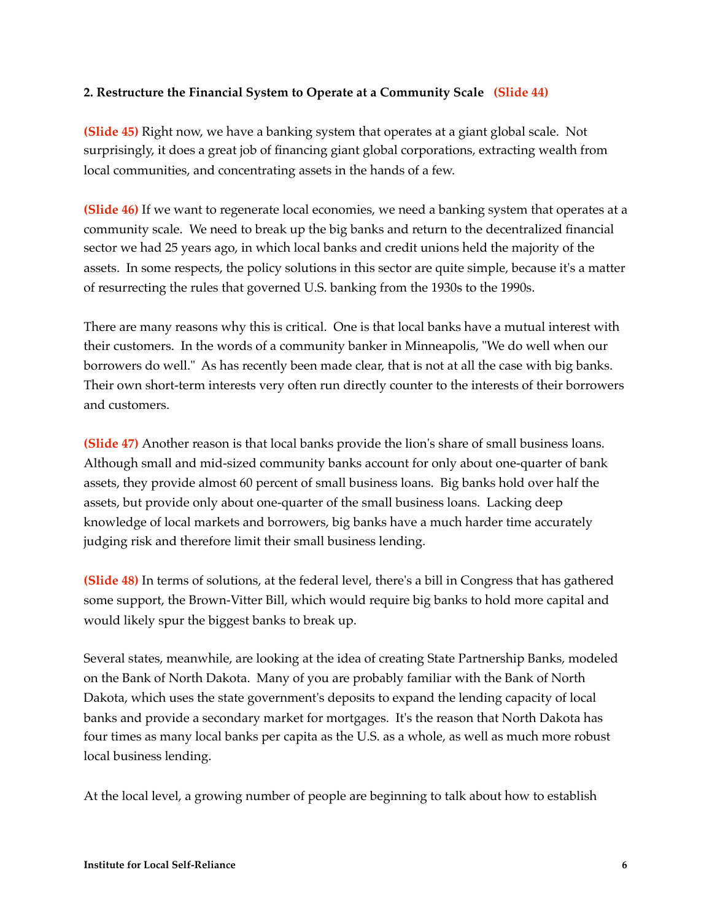**2. Restructure the Financial System to Operate at a Community Scale (Slide 44)**

**(Slide 45)** Right now, we have a banking system that operates at a giant global scale. Not surprisingly, it does a great job of financing giant global corporations, extracting wealth from local communities, and concentrating assets in the hands of a few.

**(Slide 46)** If we want to regenerate local economies, we need a banking system that operates at a community scale. We need to break up the big banks and return to the decentralized financial sector we had 25 years ago, in which local banks and credit unions held the majority of the assets. In some respects, the policy solutions in this sector are quite simple, because it's a matter of resurrecting the rules that governed U.S. banking from the 1930s to the 1990s.

There are many reasons why this is critical. One is that local banks have a mutual interest with their customers. In the words of a community banker in Minneapolis, "We do well when our borrowers do well." As has recently been made clear, that is not at all the case with big banks. Their own short-term interests very often run directly counter to the interests of their borrowers and customers.

**(Slide 47)** Another reason is that local banks provide the lion's share of small business loans. Although small and mid-sized community banks account for only about one-quarter of bank assets, they provide almost 60 percent of small business loans. Big banks hold over half the assets, but provide only about one-quarter of the small business loans. Lacking deep knowledge of local markets and borrowers, big banks have a much harder time accurately judging risk and therefore limit their small business lending.

**(Slide 48)** In terms of solutions, at the federal level, there's a bill in Congress that has gathered some support, the Brown-Vitter Bill, which would require big banks to hold more capital and would likely spur the biggest banks to break up.

Several states, meanwhile, are looking at the idea of creating State Partnership Banks, modeled on the Bank of North Dakota. Many of you are probably familiar with the Bank of North Dakota, which uses the state government's deposits to expand the lending capacity of local banks and provide a secondary market for mortgages. It's the reason that North Dakota has four times as many local banks per capita as the U.S. as a whole, as well as much more robust local business lending.

At the local level, a growing number of people are beginning to talk about how to establish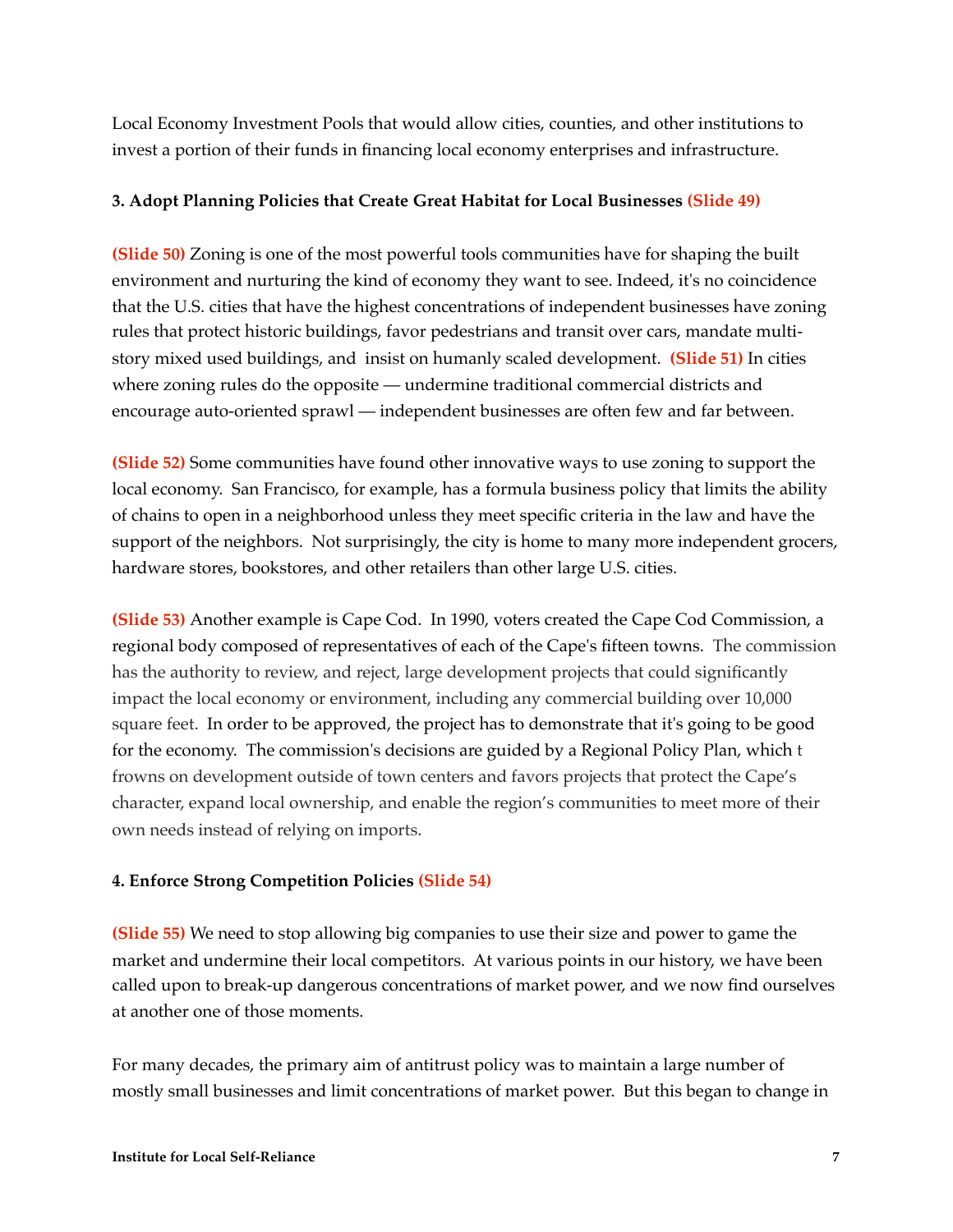Local Economy Investment Pools that would allow cities, counties, and other institutions to invest a portion of their funds in financing local economy enterprises and infrastructure.

**3. Adopt Planning Policies that Create Great Habitat for Local Businesses (Slide 49)**

**(Slide 50)** Zoning is one of the most powerful tools communities have for shaping the built environment and nurturing the kind of economy they want to see. Indeed, it's no coincidence that the U.S. cities that have the highest concentrations of independent businesses have zoning rules that protect historic buildings, favor pedestrians and transit over cars, mandate multi-story mixed used buildings, and insist on humanly scaled development. **(Slide 51)** In cities where zoning rules do the opposite — undermine traditional commercial districts and encourage auto-oriented sprawl — independent businesses are often few and far between.

**(Slide 52)** Some communities have found other innovative ways to use zoning to support the local economy. San Francisco, for example, has a formula business policy that limits the ability of chains to open in a neighborhood unless they meet specific criteria in the law and have the support of the neighbors. Not surprisingly, the city is home to many more independent grocers, hardware stores, bookstores, and other retailers than other large U.S. cities.

**(Slide 53)** Another example is Cape Cod. In 1990, voters created the Cape Cod Commission, a regional body composed of representatives of each of the Cape's fifteen towns. The commission has the authority to review, and reject, large development projects that could significantly impact the local economy or environment, including any commercial building over 10,000 square feet. In order to be approved, the project has to demonstrate that it's going to be good for the economy. The commission's decisions are guided by a Regional Policy Plan, which t frowns on development outside of town centers and favors projects that protect the Cape's character, expand local ownership, and enable the region's communities to meet more of their own needs instead of relying on imports.

**4. Enforce Strong Competition Policies (Slide 54)**

**(Slide 55)** We need to stop allowing big companies to use their size and power to game the market and undermine their local competitors. At various points in our history, we have been called upon to break-up dangerous concentrations of market power, and we now find ourselves at another one of those moments.

For many decades, the primary aim of antitrust policy was to maintain a large number of mostly small businesses and limit concentrations of market power. But this began to change in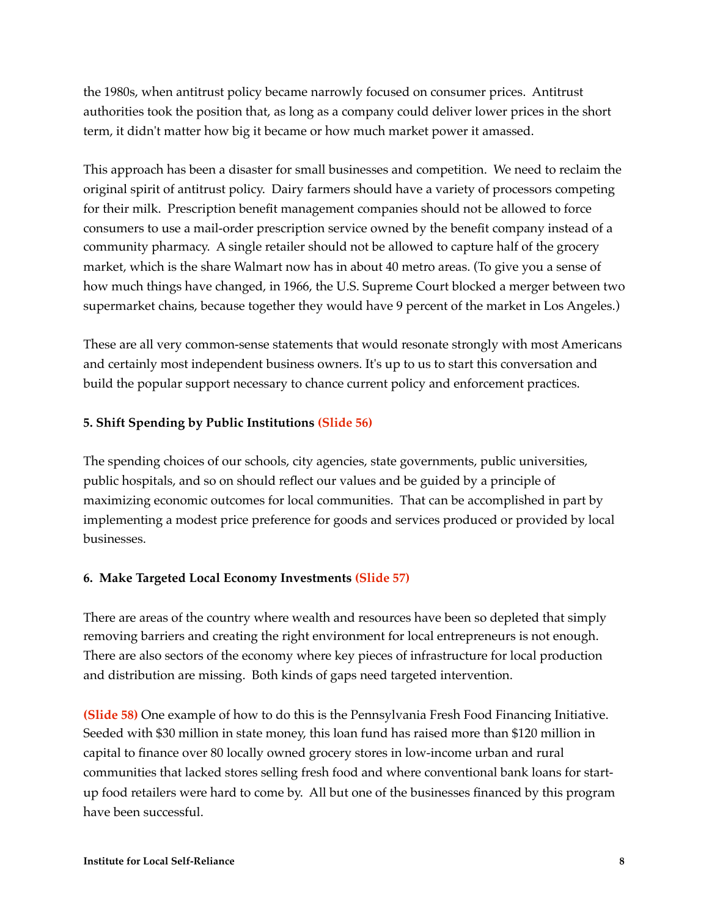the 1980s, when antitrust policy became narrowly focused on consumer prices. Antitrust authorities took the position that, as long as a company could deliver lower prices in the short term, it didn't matter how big it became or how much market power it amassed.

This approach has been a disaster for small businesses and competition. We need to reclaim the original spirit of antitrust policy. Dairy farmers should have a variety of processors competing for their milk. Prescription benefit management companies should not be allowed to force consumers to use a mail-order prescription service owned by the benefit company instead of a community pharmacy. A single retailer should not be allowed to capture half of the grocery market, which is the share Walmart now has in about 40 metro areas. (To give you a sense of how much things have changed, in 1966, the U.S. Supreme Court blocked a merger between two supermarket chains, because together they would have 9 percent of the market in Los Angeles.)

These are all very common-sense statements that would resonate strongly with most Americans and certainly most independent business owners. It's up to us to start this conversation and build the popular support necessary to chance current policy and enforcement practices.

**5. Shift Spending by Public Institutions (Slide 56)**

The spending choices of our schools, city agencies, state governments, public universities, public hospitals, and so on should reflect our values and be guided by a principle of maximizing economic outcomes for local communities. That can be accomplished in part by implementing a modest price preference for goods and services produced or provided by local businesses.

**6. Make Targeted Local Economy Investments (Slide 57)**

There are areas of the country where wealth and resources have been so depleted that simply removing barriers and creating the right environment for local entrepreneurs is not enough. There are also sectors of the economy where key pieces of infrastructure for local production and distribution are missing. Both kinds of gaps need targeted intervention.

**(Slide 58)** One example of how to do this is the Pennsylvania Fresh Food Financing Initiative. Seeded with $30 million in state money, this loan fund has raised more than $120 million in capital to finance over 80 locally owned grocery stores in low-income urban and rural communities that lacked stores selling fresh food and where conventional bank loans for start-up food retailers were hard to come by. All but one of the businesses financed by this program have been successful.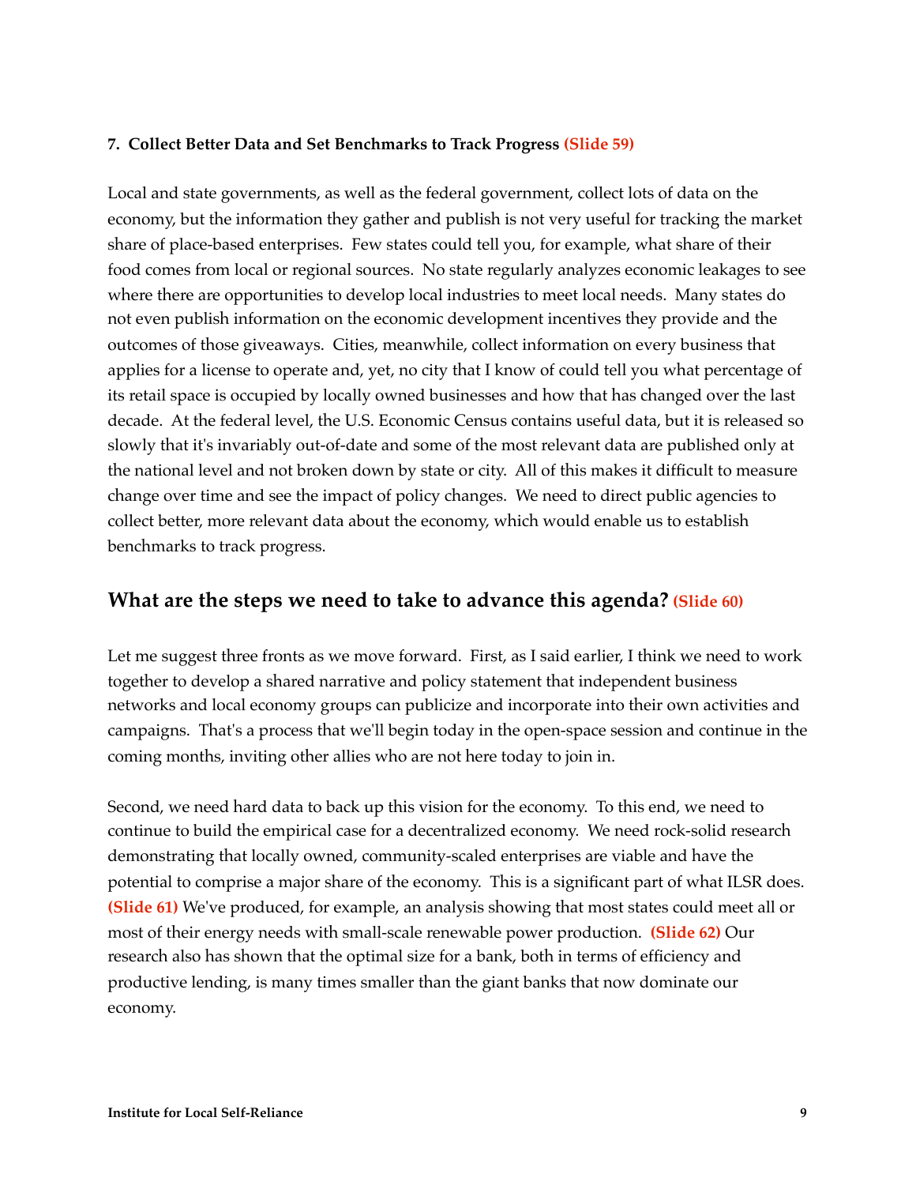**7. Collect Better Data and Set Benchmarks to Track Progress (Slide 59)**

Local and state governments, as well as the federal government, collect lots of data on the economy, but the information they gather and publish is not very useful for tracking the market share of place-based enterprises. Few states could tell you, for example, what share of their food comes from local or regional sources. No state regularly analyzes economic leakages to see where there are opportunities to develop local industries to meet local needs. Many states do not even publish information on the economic development incentives they provide and the outcomes of those giveaways. Cities, meanwhile, collect information on every business that applies for a license to operate and, yet, no city that I know of could tell you what percentage of its retail space is occupied by locally owned businesses and how that has changed over the last decade. At the federal level, the U.S. Economic Census contains useful data, but it is released so slowly that it's invariably out-of-date and some of the most relevant data are published only at the national level and not broken down by state or city. All of this makes it difficult to measure change over time and see the impact of policy changes. We need to direct public agencies to collect better, more relevant data about the economy, which would enable us to establish benchmarks to track progress.

## What are the steps we need to take to advance this agenda? (Slide 60)

Let me suggest three fronts as we move forward. First, as I said earlier, I think we need to work together to develop a shared narrative and policy statement that independent business networks and local economy groups can publicize and incorporate into their own activities and campaigns. That's a process that we'll begin today in the open-space session and continue in the coming months, inviting other allies who are not here today to join in.

Second, we need hard data to back up this vision for the economy. To this end, we need to continue to build the empirical case for a decentralized economy. We need rock-solid research demonstrating that locally owned, community-scaled enterprises are viable and have the potential to comprise a major share of the economy. This is a significant part of what ILSR does. **(Slide 61)** We've produced, for example, an analysis showing that most states could meet all or most of their energy needs with small-scale renewable power production. **(Slide 62)** Our research also has shown that the optimal size for a bank, both in terms of efficiency and productive lending, is many times smaller than the giant banks that now dominate our economy.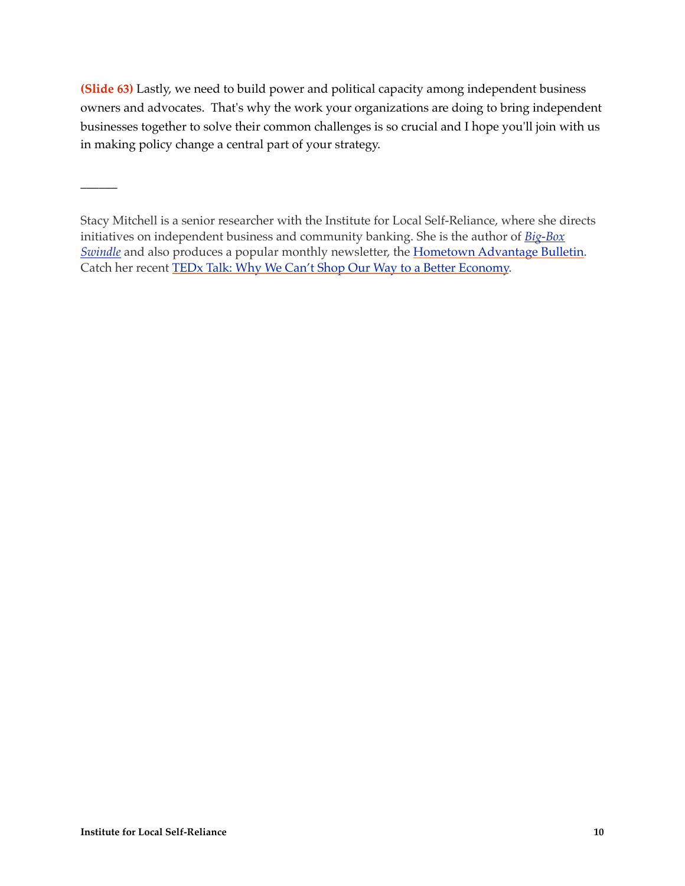**(Slide 63)** Lastly, we need to build power and political capacity among independent business owners and advocates. That's why the work your organizations are doing to bring independent businesses together to solve their common challenges is so crucial and I hope you'll join with us in making policy change a central part of your strategy.

———

Stacy Mitchell is a senior researcher with the Institute for Local Self-Reliance, where she directs initiatives on independent business and community banking. She is the author of *Big-Box Swindle* and also produces a popular monthly newsletter, the Hometown Advantage Bulletin. Catch her recent TEDx Talk: Why We Can't Shop Our Way to a Better Economy.